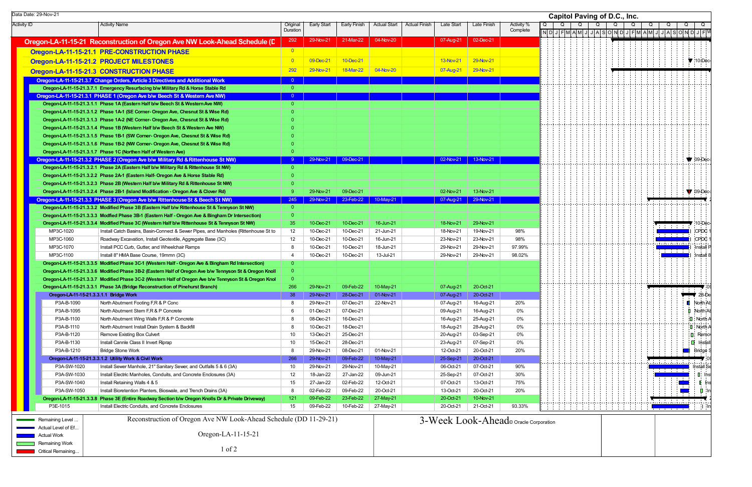Data Date: 29-Nov-21

**Capitol Paving of D.C., Inc.**

| Activity ID | Activity Name | Original Duration | Early Start | Early Finish | Actual Start | Actual Finish | Late Start | Late Finish | Activity % Complete |
|---|---|---|---|---|---|---|---|---|---|
| Oregon-LA-11-15-21 | Reconstruction of Oregon Ave NW Look-Ahead Schedule (D | 292 | 29-Nov-21 | 21-Mar-22 | 04-Nov-20 | | 07-Aug-21 | 02-Dec-21 | |
| Oregon-LA-11-15-21.1 | PRE-CONSTRUCTION PHASE | 0 | | | | | | | |
| Oregon-LA-11-15-21.2 | PROJECT MILESTONES | 0 | 09-Dec-21 | 10-Dec-21 | | | 13-Nov-21 | 29-Nov-21 | |
| Oregon-LA-11-15-21.3 | CONSTRUCTION PHASE | 292 | 29-Nov-21 | 18-Mar-22 | 04-Nov-20 | | 07-Aug-21 | 29-Nov-21 | |
| Oregon-LA-11-15-21.3.7 | Change Orders, Article 3 Directives and Additional Work | 0 | | | | | | | |
| Oregon-LA-11-15-21.3.7.1 | Emergency Resurfacing b/w Military Rd & Horse Stable Rd | 0 | | | | | | | |
| Oregon-LA-11-15-21.3.1 | PHASE 1 (Oregon Ave b/w Beech St & Western Ave NW) | 0 | | | | | | | |
| Oregon-LA-11-15-21.3.1.1 | Phase 1A (Eastern Half b/w Beech St & Western Ave NW) | 0 | | | | | | | |
| Oregon-LA-11-15-21.3.1.2 | Phase 1A-1 (SE Corner- Oregon Ave, Chesnut St & Wise Rd) | 0 | | | | | | | |
| Oregon-LA-11-15-21.3.1.3 | Phase 1A-2 (NE Corner- Oregon Ave, Chesnut St & Wise Rd) | 0 | | | | | | | |
| Oregon-LA-11-15-21.3.1.4 | Phase 1B (Western Half b/w Beech St & Western Ave NW) | 0 | | | | | | | |
| Oregon-LA-11-15-21.3.1.5 | Phase 1B-1 (SW Corner- Oregon Ave, Chesnut St & Wise Rd) | 0 | | | | | | | |
| Oregon-LA-11-15-21.3.1.6 | Phase 1B-2 (NW Corner- Oregon Ave, Chesnut St & Wise Rd) | 0 | | | | | | | |
| Oregon-LA-11-15-21.3.1.7 | Phase 1C (Northen Half of Western Ave) | 0 | | | | | | | |
| Oregon-LA-11-15-21.3.2 | PHASE 2 (Oregon Ave b/w Military Rd & Rittenhouse St NW) | 9 | 29-Nov-21 | 09-Dec-21 | | | 02-Nov-21 | 13-Nov-21 | |
| Oregon-LA-11-15-21.3.2.1 | Phase 2A (Eastern Half b/w Military Rd & Rittenhouse St NW) | 0 | | | | | | | |
| Oregon-LA-11-15-21.3.2.2 | Phase 2A-1 (Eastern Half- Oregon Ave & Horse Stable Rd) | 0 | | | | | | | |
| Oregon-LA-11-15-21.3.2.3 | Phase 2B (Western Half b/w Military Rd & Rittenhouse St NW) | 0 | | | | | | | |
| Oregon-LA-11-15-21.3.2.4 | Phase 2B-1 (Island Modification - Oregon Ave & Clover Rd) | 9 | 29-Nov-21 | 09-Dec-21 | | | 02-Nov-21 | 13-Nov-21 | |
| Oregon-LA-11-15-21.3.3 | PHASE 3 (Oregon Ave b/w Rittenhouse St & Beech St NW) | 245 | 29-Nov-21 | 23-Feb-22 | 10-May-21 | | 07-Aug-21 | 29-Nov-21 | |
| Oregon-LA-11-15-21.3.3.2 | Modified Phase 3B (Eastern Half b/w Rittenhouse St & Tennyson St NW) | 0 | | | | | | | |
| Oregon-LA-11-15-21.3.3.3 | Modfied Phase 3B-1 (Eastern Half - Oregon Ave & Bingham Dr Intersection) | 0 | | | | | | | |
| Oregon-LA-11-15-21.3.3.4 | Modified Phase 3C (Western Half b/w Rittenhouse St & Tennyson St NW) | 35 | 10-Dec-21 | 10-Dec-21 | 16-Jun-21 | | 18-Nov-21 | 29-Nov-21 | |
| MP3C-1020 | Install Catch Basins, Basin-Connect & Sewer Pipes, and Manholes (Rittenhouse St to | 12 | 10-Dec-21 | 10-Dec-21 | 21-Jun-21 | | 18-Nov-21 | 19-Nov-21 | 98% |
| MP3C-1060 | Roadway Excavation, Install Geotextile, Aggregate Base (3C) | 12 | 10-Dec-21 | 10-Dec-21 | 16-Jun-21 | | 23-Nov-21 | 23-Nov-21 | 98% |
| MP3C-1070 | Install PCC Curb, Gutter, and Wheelchair Ramps | 8 | 10-Dec-21 | 10-Dec-21 | 18-Jun-21 | | 29-Nov-21 | 29-Nov-21 | 97.99% |
| MP3C-1100 | Install 8" HMA Base Course, 19mmn (3C) | 4 | 10-Dec-21 | 10-Dec-21 | 13-Jul-21 | | 29-Nov-21 | 29-Nov-21 | 98.02% |
| Oregon-LA-11-15-21.3.3.5 | Modified Phase 3C-1 (Western Half - Oregon Ave & Bingham Rd Intersection) | 0 | | | | | | | |
| Oregon-LA-11-15-21.3.3.6 | Modified Phase 3B-2 (Eastern Half of Oregon Ave b/w Tennyson St & Oregon Knoll | 0 | | | | | | | |
| Oregon-LA-11-15-21.3.3.7 | Modified Phase 3C-2 (Western Half of Oregon Ave b/w Tennyson St & Oregon Knol | 0 | | | | | | | |
| Oregon-LA-11-15-21.3.3.1 | Phase 3A (Bridge Reconstruction of Pinehurst Branch) | 266 | 29-Nov-21 | 09-Feb-22 | 10-May-21 | | 07-Aug-21 | 20-Oct-21 | |
| Oregon-LA-11-15-21.3.3.1.1 | Bridge Work | 38 | 29-Nov-21 | 28-Dec-21 | 01-Nov-21 | | 07-Aug-21 | 20-Oct-21 | |
| P3A-B-1090 | North Abutment Footing F,R & P Conc | 8 | 29-Nov-21 | 07-Dec-21 | 22-Nov-21 | | 07-Aug-21 | 16-Aug-21 | 20% |
| P3A-B-1095 | North Abutment Stem F,R & P Concrete | 6 | 01-Dec-21 | 07-Dec-21 | | | 09-Aug-21 | 16-Aug-21 | 0% |
| P3A-B-1100 | North Abutment Wing Walls F,R & P Concrete | 8 | 08-Dec-21 | 16-Dec-21 | | | 16-Aug-21 | 25-Aug-21 | 0% |
| P3A-B-1110 | North Abutment Install Drain System & Backfill | 8 | 10-Dec-21 | 18-Dec-21 | | | 18-Aug-21 | 28-Aug-21 | 0% |
| P3A-B-1120 | Remove Existing Box Culvert | 10 | 13-Dec-21 | 25-Dec-21 | | | 20-Aug-21 | 03-Sep-21 | 0% |
| P3A-B-1130 | Install Cannle Class II Invert Riprap | 10 | 15-Dec-21 | 28-Dec-21 | | | 23-Aug-21 | 07-Sep-21 | 0% |
| P3A-B-1210 | Bridge Stone Work | 8 | 29-Nov-21 | 08-Dec-21 | 01-Nov-21 | | 12-Oct-21 | 20-Oct-21 | 20% |
| Oregon-LA-11-15-21.3.3.1.2 | Utility Work & Civil Work | 266 | 29-Nov-21 | 09-Feb-22 | 10-May-21 | | 25-Sep-21 | 20-Oct-21 | |
| P3A-SW-1020 | Install Sewer Manhole, 21" Sanitary Sewer, and Outfalls 5 & 6 (3A) | 10 | 29-Nov-21 | 29-Nov-21 | 10-May-21 | | 06-Oct-21 | 07-Oct-21 | 90% |
| P3A-SW-1030 | Install Electric Manholes, Conduits, and Concrete Enclosures (3A) | 12 | 18-Jan-22 | 27-Jan-22 | 09-Jun-21 | | 25-Sep-21 | 07-Oct-21 | 30% |
| P3A-SW-1040 | Install Retaining Walls 4 & 5 | 15 | 27-Jan-22 | 02-Feb-22 | 12-Oct-21 | | 07-Oct-21 | 13-Oct-21 | 75% |
| P3A-SW-1050 | Install Bioretention Planters, Bioswale, and Trench Drains (3A) | 8 | 02-Feb-22 | 09-Feb-22 | 20-Oct-21 | | 13-Oct-21 | 20-Oct-21 | 20% |
| Oregon-LA-11-15-21.3.3.8 | Phase 3E (Entire Roadway Section b/w Oregon Knolls Dr & Private Driveway) | 121 | 09-Feb-22 | 23-Feb-22 | 27-May-21 | | 20-Oct-21 | 10-Nov-21 | |
| P3E-1015 | Install Electric Conduits, and Concrete Enclosures | 15 | 09-Feb-22 | 10-Feb-22 | 27-May-21 | | 20-Oct-21 | 21-Oct-21 | 93.33% |

Legend: Remaining Level ... | Actual Level of Ef... | Actual Work | Remaining Work | Critical Remaining...

Reconstruction of Oregon Ave NW Look-Ahead Schedule (DD 11-29-21)

Oregon-LA-11-15-21

3-Week Look-Ahead © Oracle Corporation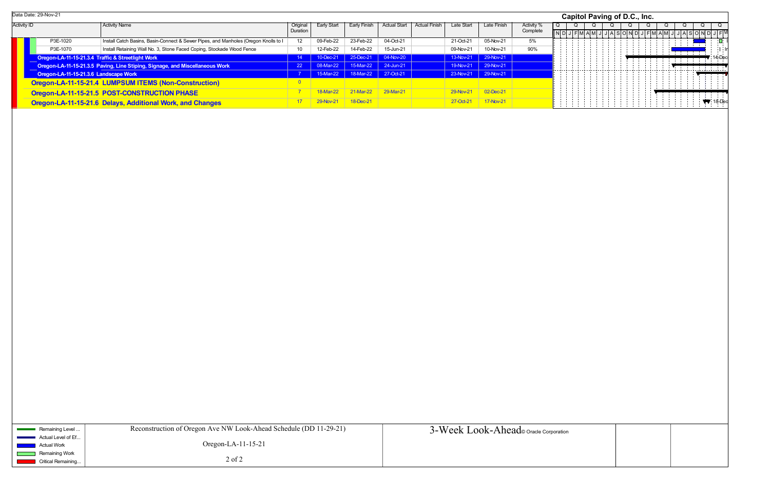Data Date: 29-Nov-21

**Capitol Paving of D.C., Inc.**

| Activity ID | Activity Name | Original Duration | Early Start | Early Finish | Actual Start | Actual Finish | Late Start | Late Finish | Activity % Complete |
|---|---|---|---|---|---|---|---|---|---|
| P3E-1020 | Install Catch Basins, Basin-Connect & Sewer Pipes, and Manholes (Oregon Knolls to I | 12 | 09-Feb-22 | 23-Feb-22 | 04-Oct-21 | | 21-Oct-21 | 05-Nov-21 | 5% |
| P3E-1070 | Install Retaining Wall No. 3, Stone Faced Coping, Stockade Wood Fence | 10 | 12-Feb-22 | 14-Feb-22 | 15-Jun-21 | | 09-Nov-21 | 10-Nov-21 | 90% |
| **Oregon-LA-11-15-21.3.4 Traffic & Streetlight Work** | | 14 | 10-Dec-21 | 25-Dec-21 | 04-Nov-20 | | 13-Nov-21 | 29-Nov-21 | |
| **Oregon-LA-11-15-21.3.5 Paving, Line Stiping, Signage, and Miscellaneous Work** | | 22 | 08-Mar-22 | 15-Mar-22 | 24-Jun-21 | | 19-Nov-21 | 29-Nov-21 | |
| **Oregon-LA-11-15-21.3.6 Landscape Work** | | 7 | 15-Mar-22 | 18-Mar-22 | 27-Oct-21 | | 23-Nov-21 | 29-Nov-21 | |
| **Oregon-LA-11-15-21.4 LUMPSUM ITEMS (Non-Construction)** | | 0 | | | | | | | |
| **Oregon-LA-11-15-21.5 POST-CONSTRUCTION PHASE** | | 7 | 18-Mar-22 | 21-Mar-22 | 29-Mar-21 | | 29-Nov-21 | 02-Dec-21 | |
| **Oregon-LA-11-15-21.6 Delays, Additional Work, and Changes** | | 17 | 29-Nov-21 | 18-Dec-21 | | | 27-Oct-21 | 17-Nov-21 | |

Legend: Remaining Level ... | Actual Level of Ef... | Actual Work | Remaining Work | Critical Remaining...

Reconstruction of Oregon Ave NW Look-Ahead Schedule (DD 11-29-21)

Oregon-LA-11-15-21

3-Week Look-Ahead © Oracle Corporation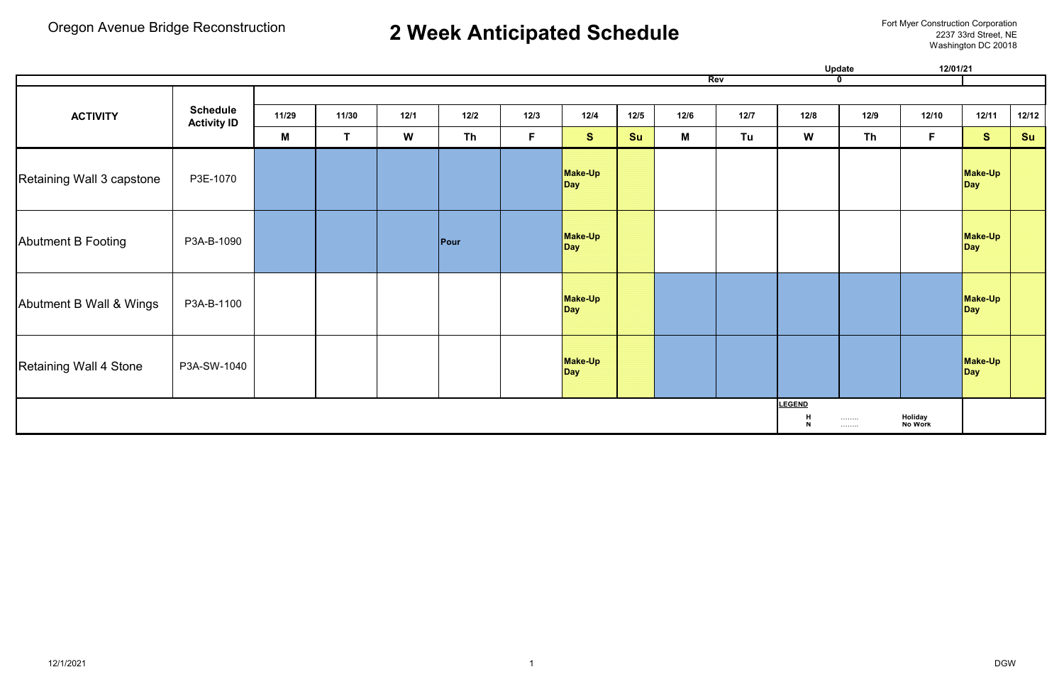Oregon Avenue Bridge Reconstruction

# 2 Week Anticipated Schedule

Fort Myer Construction Corporation
2237 33rd Street, NE
Washington DC 20018

Update 12/01/21

Rev 0

| ACTIVITY | Schedule Activity ID | 11/29 | 11/30 | 12/1 | 12/2 | 12/3 | 12/4 | 12/5 | 12/6 | 12/7 | 12/8 | 12/9 | 12/10 | 12/11 | 12/12 |
|---|---|---|---|---|---|---|---|---|---|---|---|---|---|---|---|
| | | M | T | W | Th | F | S | Su | M | Tu | W | Th | F | S | Su |
| Retaining Wall 3 capstone | P3E-1070 | | | | | | Make-Up Day | | | | | | | Make-Up Day | |
| Abutment B Footing | P3A-B-1090 | | | | Pour | | Make-Up Day | | | | | | | Make-Up Day | |
| Abutment B Wall & Wings | P3A-B-1100 | | | | | | Make-Up Day | | | | | | | Make-Up Day | |
| Retaining Wall 4 Stone | P3A-SW-1040 | | | | | | Make-Up Day | | | | | | | Make-Up Day | |

LEGEND

H ........ Holiday

N ........ No Work

12/1/2021

DGW